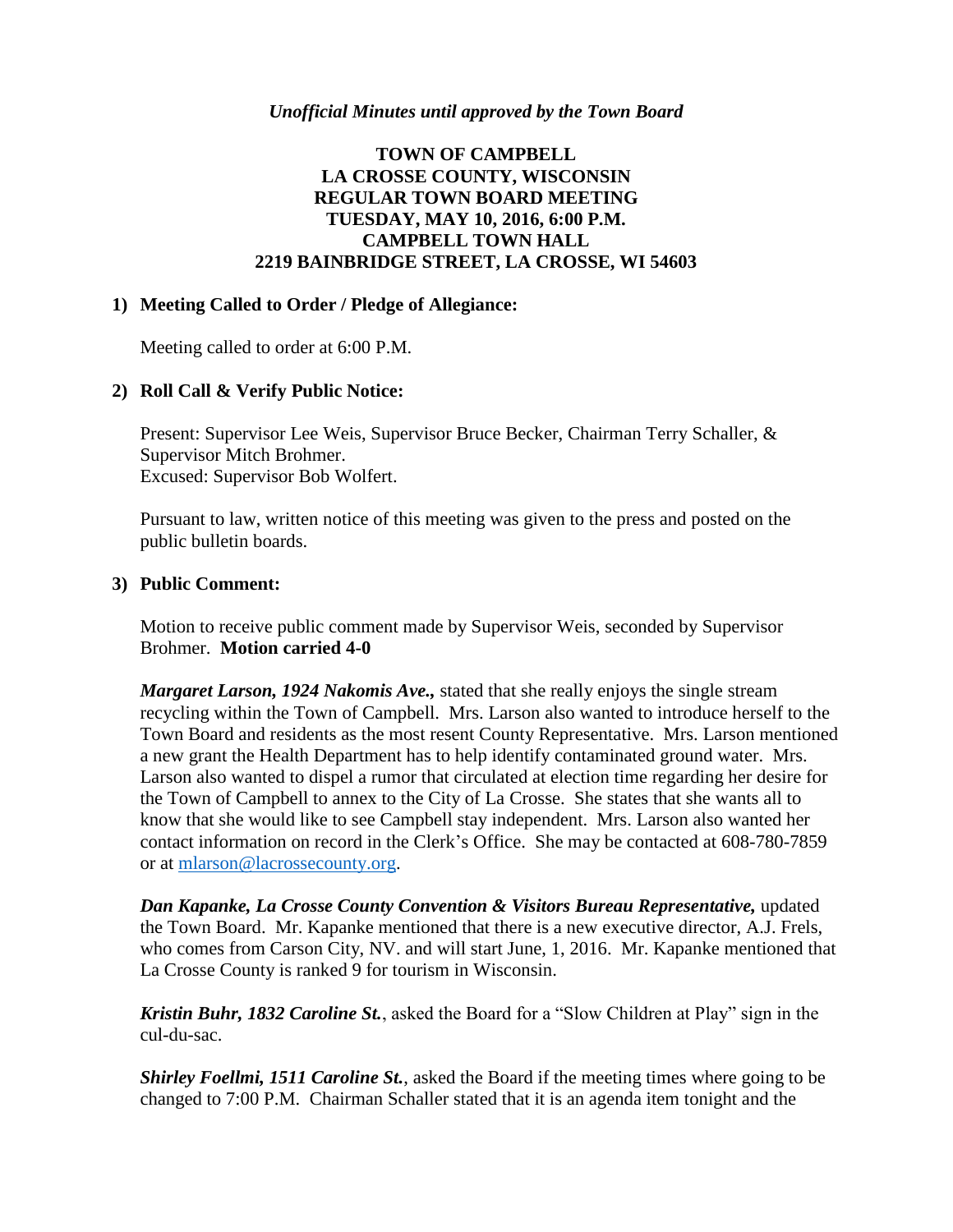*Unofficial Minutes until approved by the Town Board*

**TOWN OF CAMPBELL**
**LA CROSSE COUNTY, WISCONSIN**
**REGULAR TOWN BOARD MEETING**
**TUESDAY, MAY 10, 2016, 6:00 P.M.**
**CAMPBELL TOWN HALL**
**2219 BAINBRIDGE STREET, LA CROSSE, WI 54603**

**1) Meeting Called to Order / Pledge of Allegiance:**

Meeting called to order at 6:00 P.M.

**2) Roll Call & Verify Public Notice:**

Present: Supervisor Lee Weis, Supervisor Bruce Becker, Chairman Terry Schaller, & Supervisor Mitch Brohmer.
Excused: Supervisor Bob Wolfert.

Pursuant to law, written notice of this meeting was given to the press and posted on the public bulletin boards.

**3) Public Comment:**

Motion to receive public comment made by Supervisor Weis, seconded by Supervisor Brohmer. **Motion carried 4-0**

***Margaret Larson, 1924 Nakomis Ave.,*** stated that she really enjoys the single stream recycling within the Town of Campbell. Mrs. Larson also wanted to introduce herself to the Town Board and residents as the most resent County Representative. Mrs. Larson mentioned a new grant the Health Department has to help identify contaminated ground water. Mrs. Larson also wanted to dispel a rumor that circulated at election time regarding her desire for the Town of Campbell to annex to the City of La Crosse. She states that she wants all to know that she would like to see Campbell stay independent. Mrs. Larson also wanted her contact information on record in the Clerk's Office. She may be contacted at 608-780-7859 or at mlarson@lacrossecounty.org.

***Dan Kapanke, La Crosse County Convention & Visitors Bureau Representative,*** updated the Town Board. Mr. Kapanke mentioned that there is a new executive director, A.J. Frels, who comes from Carson City, NV. and will start June, 1, 2016. Mr. Kapanke mentioned that La Crosse County is ranked 9 for tourism in Wisconsin.

***Kristin Buhr, 1832 Caroline St.***, asked the Board for a "Slow Children at Play" sign in the cul-du-sac.

***Shirley Foellmi, 1511 Caroline St.***, asked the Board if the meeting times where going to be changed to 7:00 P.M. Chairman Schaller stated that it is an agenda item tonight and the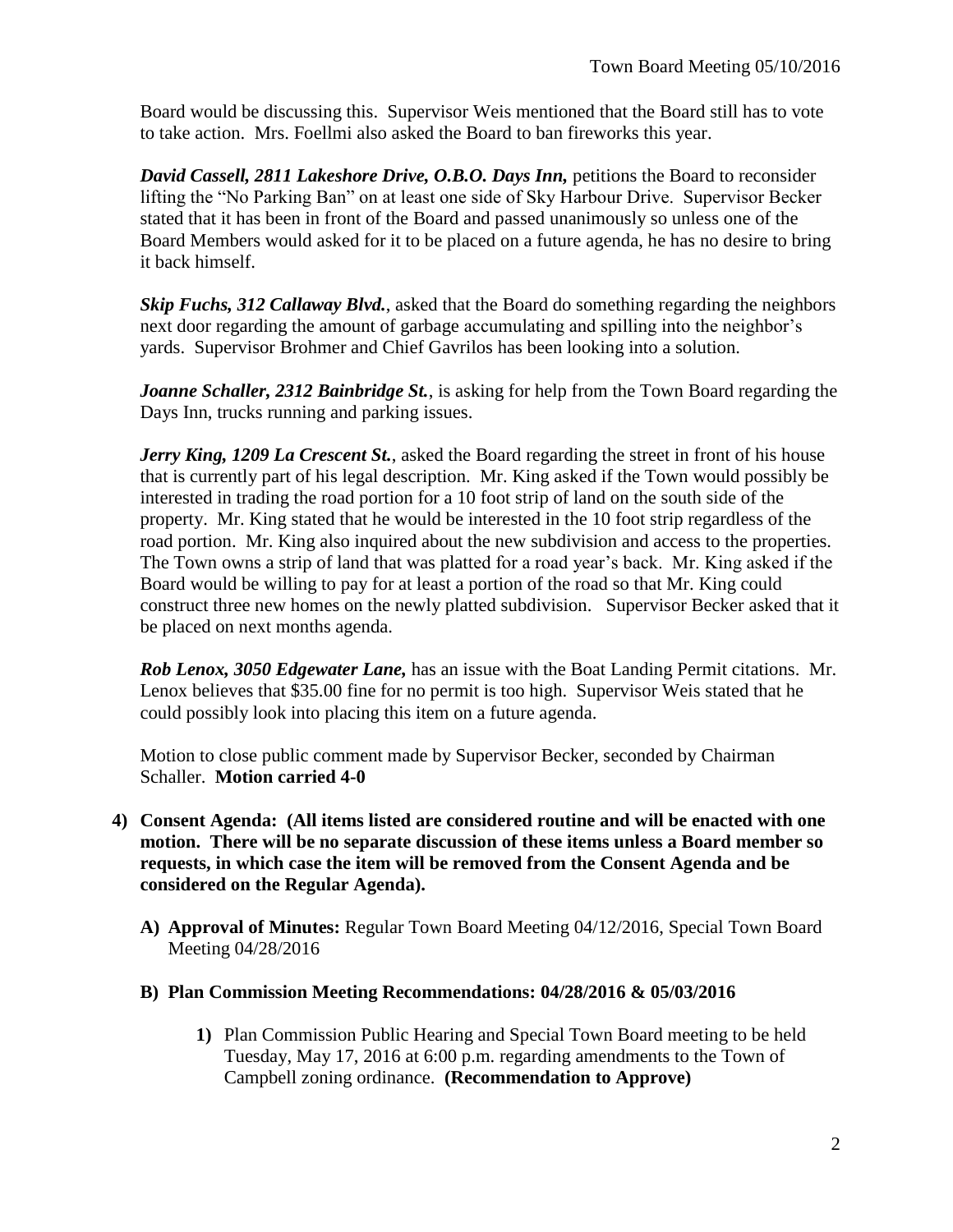Board would be discussing this. Supervisor Weis mentioned that the Board still has to vote to take action. Mrs. Foellmi also asked the Board to ban fireworks this year.

***David Cassell, 2811 Lakeshore Drive, O.B.O. Days Inn,*** petitions the Board to reconsider lifting the "No Parking Ban" on at least one side of Sky Harbour Drive. Supervisor Becker stated that it has been in front of the Board and passed unanimously so unless one of the Board Members would asked for it to be placed on a future agenda, he has no desire to bring it back himself.

***Skip Fuchs, 312 Callaway Blvd.***, asked that the Board do something regarding the neighbors next door regarding the amount of garbage accumulating and spilling into the neighbor's yards. Supervisor Brohmer and Chief Gavrilos has been looking into a solution.

***Joanne Schaller, 2312 Bainbridge St.***, is asking for help from the Town Board regarding the Days Inn, trucks running and parking issues.

***Jerry King, 1209 La Crescent St.***, asked the Board regarding the street in front of his house that is currently part of his legal description. Mr. King asked if the Town would possibly be interested in trading the road portion for a 10 foot strip of land on the south side of the property. Mr. King stated that he would be interested in the 10 foot strip regardless of the road portion. Mr. King also inquired about the new subdivision and access to the properties. The Town owns a strip of land that was platted for a road year's back. Mr. King asked if the Board would be willing to pay for at least a portion of the road so that Mr. King could construct three new homes on the newly platted subdivision. Supervisor Becker asked that it be placed on next months agenda.

***Rob Lenox, 3050 Edgewater Lane,*** has an issue with the Boat Landing Permit citations. Mr. Lenox believes that $35.00 fine for no permit is too high. Supervisor Weis stated that he could possibly look into placing this item on a future agenda.

Motion to close public comment made by Supervisor Becker, seconded by Chairman Schaller. **Motion carried 4-0**

**4) Consent Agenda: (All items listed are considered routine and will be enacted with one motion. There will be no separate discussion of these items unless a Board member so requests, in which case the item will be removed from the Consent Agenda and be considered on the Regular Agenda).**

**A) Approval of Minutes:** Regular Town Board Meeting 04/12/2016, Special Town Board Meeting 04/28/2016

**B) Plan Commission Meeting Recommendations: 04/28/2016 & 05/03/2016**

**1)** Plan Commission Public Hearing and Special Town Board meeting to be held Tuesday, May 17, 2016 at 6:00 p.m. regarding amendments to the Town of Campbell zoning ordinance. **(Recommendation to Approve)**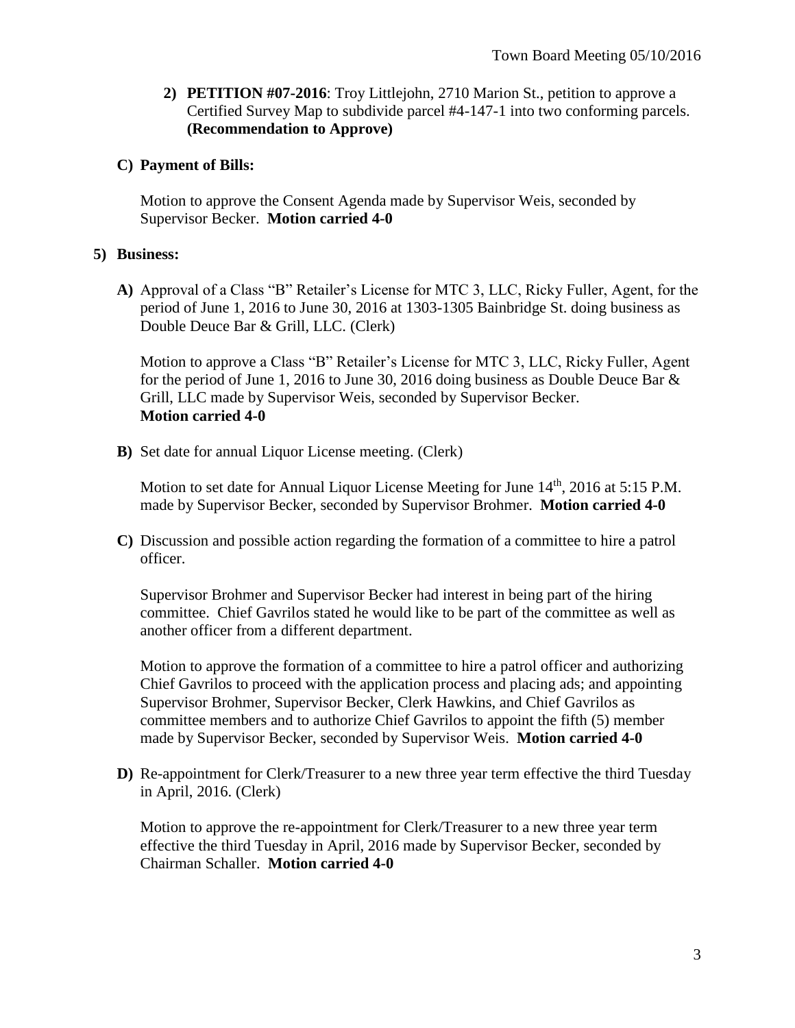2) **PETITION #07-2016**: Troy Littlejohn, 2710 Marion St., petition to approve a Certified Survey Map to subdivide parcel #4-147-1 into two conforming parcels. **(Recommendation to Approve)**

**C) Payment of Bills:**

Motion to approve the Consent Agenda made by Supervisor Weis, seconded by Supervisor Becker. **Motion carried 4-0**

**5) Business:**

**A)** Approval of a Class "B" Retailer's License for MTC 3, LLC, Ricky Fuller, Agent, for the period of June 1, 2016 to June 30, 2016 at 1303-1305 Bainbridge St. doing business as Double Deuce Bar & Grill, LLC. (Clerk)

Motion to approve a Class "B" Retailer's License for MTC 3, LLC, Ricky Fuller, Agent for the period of June 1, 2016 to June 30, 2016 doing business as Double Deuce Bar & Grill, LLC made by Supervisor Weis, seconded by Supervisor Becker.
**Motion carried 4-0**

**B)** Set date for annual Liquor License meeting. (Clerk)

Motion to set date for Annual Liquor License Meeting for June 14th, 2016 at 5:15 P.M. made by Supervisor Becker, seconded by Supervisor Brohmer. **Motion carried 4-0**

**C)** Discussion and possible action regarding the formation of a committee to hire a patrol officer.

Supervisor Brohmer and Supervisor Becker had interest in being part of the hiring committee. Chief Gavrilos stated he would like to be part of the committee as well as another officer from a different department.

Motion to approve the formation of a committee to hire a patrol officer and authorizing Chief Gavrilos to proceed with the application process and placing ads; and appointing Supervisor Brohmer, Supervisor Becker, Clerk Hawkins, and Chief Gavrilos as committee members and to authorize Chief Gavrilos to appoint the fifth (5) member made by Supervisor Becker, seconded by Supervisor Weis. **Motion carried 4-0**

**D)** Re-appointment for Clerk/Treasurer to a new three year term effective the third Tuesday in April, 2016. (Clerk)

Motion to approve the re-appointment for Clerk/Treasurer to a new three year term effective the third Tuesday in April, 2016 made by Supervisor Becker, seconded by Chairman Schaller. **Motion carried 4-0**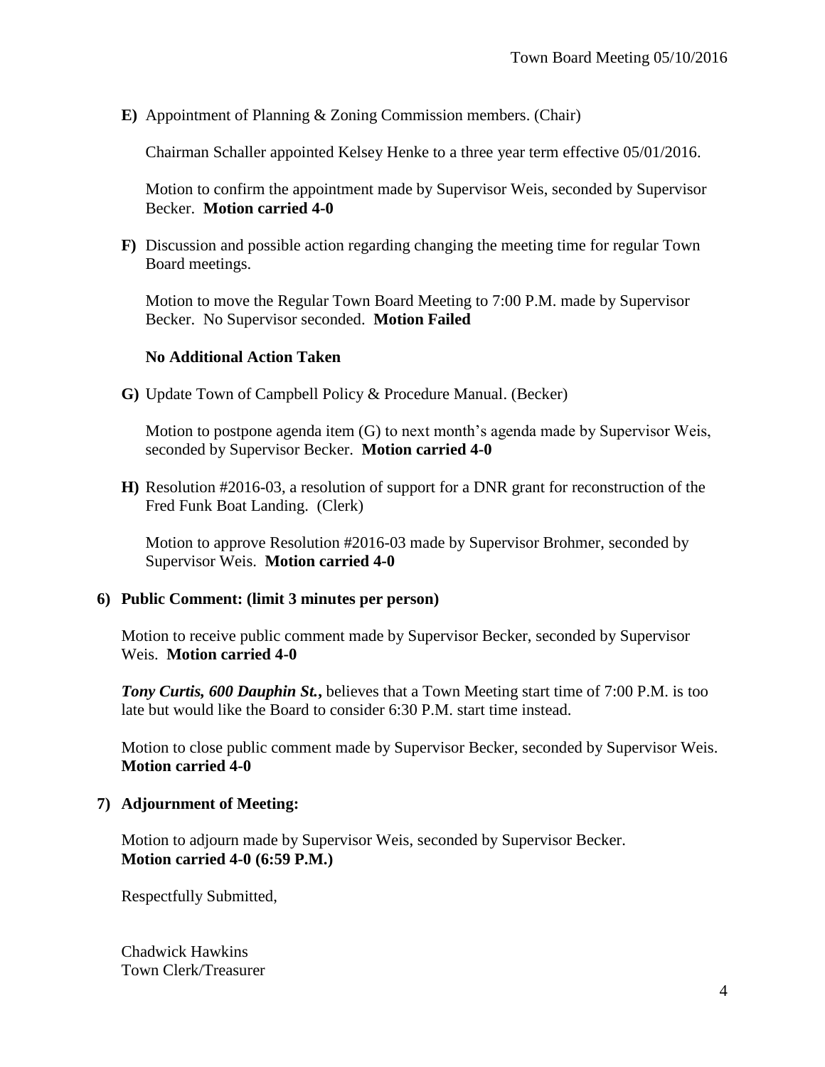**E)** Appointment of Planning & Zoning Commission members. (Chair)

Chairman Schaller appointed Kelsey Henke to a three year term effective 05/01/2016.

Motion to confirm the appointment made by Supervisor Weis, seconded by Supervisor Becker. **Motion carried 4-0**

**F)** Discussion and possible action regarding changing the meeting time for regular Town Board meetings.

Motion to move the Regular Town Board Meeting to 7:00 P.M. made by Supervisor Becker. No Supervisor seconded. **Motion Failed**

**No Additional Action Taken**

**G)** Update Town of Campbell Policy & Procedure Manual. (Becker)

Motion to postpone agenda item (G) to next month's agenda made by Supervisor Weis, seconded by Supervisor Becker. **Motion carried 4-0**

**H)** Resolution #2016-03, a resolution of support for a DNR grant for reconstruction of the Fred Funk Boat Landing. (Clerk)

Motion to approve Resolution #2016-03 made by Supervisor Brohmer, seconded by Supervisor Weis. **Motion carried 4-0**

**6) Public Comment: (limit 3 minutes per person)**

Motion to receive public comment made by Supervisor Becker, seconded by Supervisor Weis. **Motion carried 4-0**

***Tony Curtis, 600 Dauphin St.*,** believes that a Town Meeting start time of 7:00 P.M. is too late but would like the Board to consider 6:30 P.M. start time instead.

Motion to close public comment made by Supervisor Becker, seconded by Supervisor Weis. **Motion carried 4-0**

**7) Adjournment of Meeting:**

Motion to adjourn made by Supervisor Weis, seconded by Supervisor Becker. **Motion carried 4-0 (6:59 P.M.)**

Respectfully Submitted,

Chadwick Hawkins
Town Clerk/Treasurer